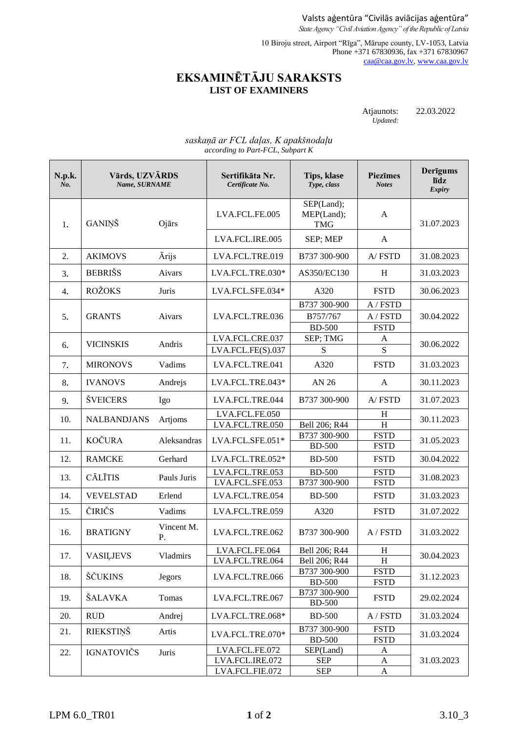Valsts aģentūra "Civilās aviācijas aģentūra"
*State Agency "Civil Aviation Agency" of the Republic of Latvia*

10 Biroju street, Airport "Rīga", Mārupe county, LV-1053, Latvia
Phone +371 67830936, fax +371 67830967
caa@caa.gov.lv, www.caa.gov.lv

# EKSAMINĒTĀJU SARAKSTS
## LIST OF EXAMINERS

Atjaunots: 22.03.2022
*Updated:*

*saskaņā ar FCL daļas, K apakšnodaļu*
*according to Part-FCL, Subpart K*

| N.p.k. *No.* | Vārds, UZVĀRDS *Name, SURNAME* | | Sertifikāta Nr. *Certificate No.* | Tips, klase *Type, class* | Piezīmes *Notes* | Derīgums līdz *Expiry* |
|---|---|---|---|---|---|---|
| 1. | GANIŅŠ | Ojārs | LVA.FCL.FE.005 | SEP(Land); MEP(Land); TMG | A | 31.07.2023 |
| | | | LVA.FCL.IRE.005 | SEP; MEP | A | |
| 2. | AKIMOVS | Ārijs | LVA.FCL.TRE.019 | B737 300-900 | A/ FSTD | 31.08.2023 |
| 3. | BEBRIŠS | Aivars | LVA.FCL.TRE.030* | AS350/EC130 | H | 31.03.2023 |
| 4. | ROŽOKS | Juris | LVA.FCL.SFE.034* | A320 | FSTD | 30.06.2023 |
| 5. | GRANTS | Aivars | LVA.FCL.TRE.036 | B737 300-900 | A / FSTD | 30.04.2022 |
| | | | | B757/767 | A / FSTD | |
| | | | | BD-500 | FSTD | |
| 6. | VICINSKIS | Andris | LVA.FCL.CRE.037 | SEP; TMG | A | 30.06.2022 |
| | | | LVA.FCL.FE(S).037 | S | S | |
| 7. | MIRONOVS | Vadims | LVA.FCL.TRE.041 | A320 | FSTD | 31.03.2023 |
| 8. | IVANOVS | Andrejs | LVA.FCL.TRE.043* | AN 26 | A | 30.11.2023 |
| 9. | ŠVEICERS | Igo | LVA.FCL.TRE.044 | B737 300-900 | A/ FSTD | 31.07.2023 |
| 10. | NALBANDJANS | Artjoms | LVA.FCL.FE.050 | | H | 30.11.2023 |
| | | | LVA.FCL.TRE.050 | Bell 206; R44 | H | |
| 11. | KOČURA | Aleksandras | LVA.FCL.SFE.051* | B737 300-900 | FSTD | 31.05.2023 |
| | | | | BD-500 | FSTD | |
| 12. | RAMCKE | Gerhard | LVA.FCL.TRE.052* | BD-500 | FSTD | 30.04.2022 |
| 13. | CĀLĪTIS | Pauls Juris | LVA.FCL.TRE.053 | BD-500 | FSTD | 31.08.2023 |
| | | | LVA.FCL.SFE.053 | B737 300-900 | FSTD | |
| 14. | VEVELSTAD | Erlend | LVA.FCL.TRE.054 | BD-500 | FSTD | 31.03.2023 |
| 15. | ČIRIČS | Vadims | LVA.FCL.TRE.059 | A320 | FSTD | 31.07.2022 |
| 16. | BRATIGNY | Vincent M. P. | LVA.FCL.TRE.062 | B737 300-900 | A / FSTD | 31.03.2022 |
| 17. | VASIĻJEVS | Vladmirs | LVA.FCL.FE.064 | Bell 206; R44 | H | 30.04.2023 |
| | | | LVA.FCL.TRE.064 | Bell 206; R44 | H | |
| 18. | ŠČUKINS | Jegors | LVA.FCL.TRE.066 | B737 300-900 | FSTD | 31.12.2023 |
| | | | | BD-500 | FSTD | |
| 19. | ŠALAVKA | Tomas | LVA.FCL.TRE.067 | B737 300-900 BD-500 | FSTD | 29.02.2024 |
| 20. | RUD | Andrej | LVA.FCL.TRE.068* | BD-500 | A / FSTD | 31.03.2024 |
| 21. | RIEKSTIŅŠ | Artis | LVA.FCL.TRE.070* | B737 300-900 | FSTD | 31.03.2024 |
| | | | | BD-500 | FSTD | |
| 22. | IGNATOVIČS | Juris | LVA.FCL.FE.072 | SEP(Land) | A | 31.03.2023 |
| | | | LVA.FCL.IRE.072 | SEP | A | |
| | | | LVA.FCL.FIE.072 | SEP | A | |

LPM 6.0_TR01 3.10_3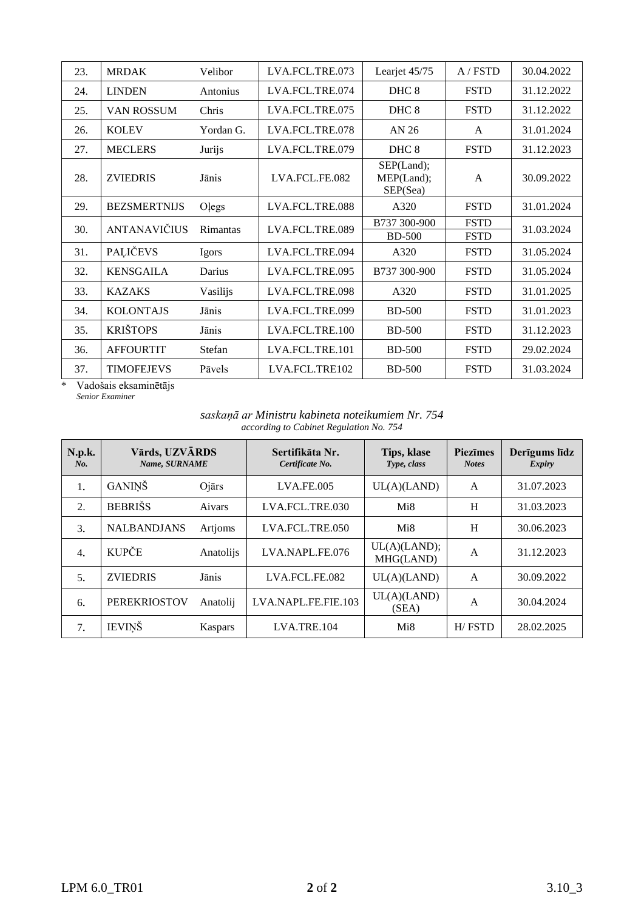| | | | | | | |
|---|---|---|---|---|---|---|
| 23. | MRDAK | Velibor | LVA.FCL.TRE.073 | Learjet 45/75 | A / FSTD | 30.04.2022 |
| 24. | LINDEN | Antonius | LVA.FCL.TRE.074 | DHC 8 | FSTD | 31.12.2022 |
| 25. | VAN ROSSUM | Chris | LVA.FCL.TRE.075 | DHC 8 | FSTD | 31.12.2022 |
| 26. | KOLEV | Yordan G. | LVA.FCL.TRE.078 | AN 26 | A | 31.01.2024 |
| 27. | MECLERS | Jurijs | LVA.FCL.TRE.079 | DHC 8 | FSTD | 31.12.2023 |
| 28. | ZVIEDRIS | Jānis | LVA.FCL.FE.082 | SEP(Land); MEP(Land); SEP(Sea) | A | 30.09.2022 |
| 29. | BEZSMERTNIJS | Oļegs | LVA.FCL.TRE.088 | A320 | FSTD | 31.01.2024 |
| 30. | ANTANAVIČIUS | Rimantas | LVA.FCL.TRE.089 | B737 300-900 | FSTD | 31.03.2024 |
| | | | | BD-500 | FSTD | |
| 31. | PAĻIČEVS | Igors | LVA.FCL.TRE.094 | A320 | FSTD | 31.05.2024 |
| 32. | KENSGAILA | Darius | LVA.FCL.TRE.095 | B737 300-900 | FSTD | 31.05.2024 |
| 33. | KAZAKS | Vasilijs | LVA.FCL.TRE.098 | A320 | FSTD | 31.01.2025 |
| 34. | KOLONTAJS | Jānis | LVA.FCL.TRE.099 | BD-500 | FSTD | 31.01.2023 |
| 35. | KRIŠTOPS | Jānis | LVA.FCL.TRE.100 | BD-500 | FSTD | 31.12.2023 |
| 36. | AFFOURTIT | Stefan | LVA.FCL.TRE.101 | BD-500 | FSTD | 29.02.2024 |
| 37. | TIMOFEJEVS | Pāvels | LVA.FCL.TRE102 | BD-500 | FSTD | 31.03.2024 |

\* Vadošais eksaminētājs
*Senior Examiner*

*saskaņā ar Ministru kabineta noteikumiem Nr. 754*
*according to Cabinet Regulation No. 754*

| **N.p.k.** *No.* | **Vārds, UZVĀRDS** *Name, SURNAME* | | **Sertifikāta Nr.** *Certificate No.* | **Tips, klase** *Type, class* | **Piezīmes** *Notes* | **Derīgums līdz** *Expiry* |
|---|---|---|---|---|---|---|
| 1. | GANIŅŠ | Ojārs | LVA.FE.005 | UL(A)(LAND) | A | 31.07.2023 |
| 2. | BEBRIŠS | Aivars | LVA.FCL.TRE.030 | Mi8 | H | 31.03.2023 |
| 3. | NALBANDJANS | Artjoms | LVA.FCL.TRE.050 | Mi8 | H | 30.06.2023 |
| 4. | KUPČE | Anatolijs | LVA.NAPL.FE.076 | UL(A)(LAND); MHG(LAND) | A | 31.12.2023 |
| 5. | ZVIEDRIS | Jānis | LVA.FCL.FE.082 | UL(A)(LAND) | A | 30.09.2022 |
| 6. | PEREKRIOSTOV | Anatolij | LVA.NAPL.FE.FIE.103 | UL(A)(LAND) (SEA) | A | 30.04.2024 |
| 7. | IEVIŅŠ | Kaspars | LVA.TRE.104 | Mi8 | H/ FSTD | 28.02.2025 |